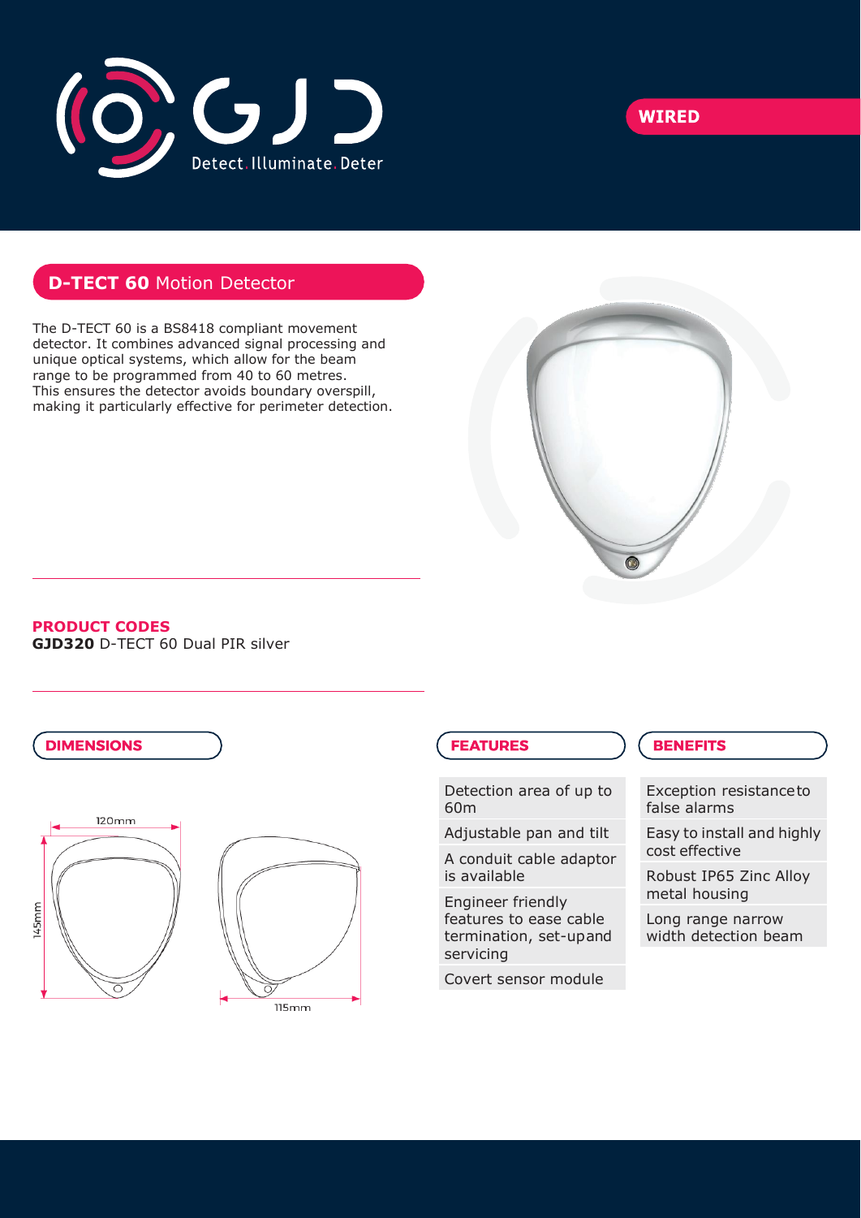Detect. Illuminate. Deter

WIRED

## D-TECT 60 Motion Detector

The D-TECT 60 is a BS8418 compliant movement detector. It combines advanced signal processing and unique optical systems, which allow for the beam range to be programmed from 40 to 60 metres. This ensures the detector avoids boundary overspill, making it particularly effective for perimeter detection.

### PRODUCT CODES

**GJD320** D-TECT 60 Dual PIR silver

### DIMENSIONS

120mm

145mm

115mm

### FEATURES

- Detection area of up to 60m
- Adjustable pan and tilt
- A conduit cable adaptor is available
- Engineer friendly features to ease cable termination, set-up and servicing
- Covert sensor module

### BENEFITS

- Exception resistance to false alarms
- Easy to install and highly cost effective
- Robust IP65 Zinc Alloy metal housing
- Long range narrow width detection beam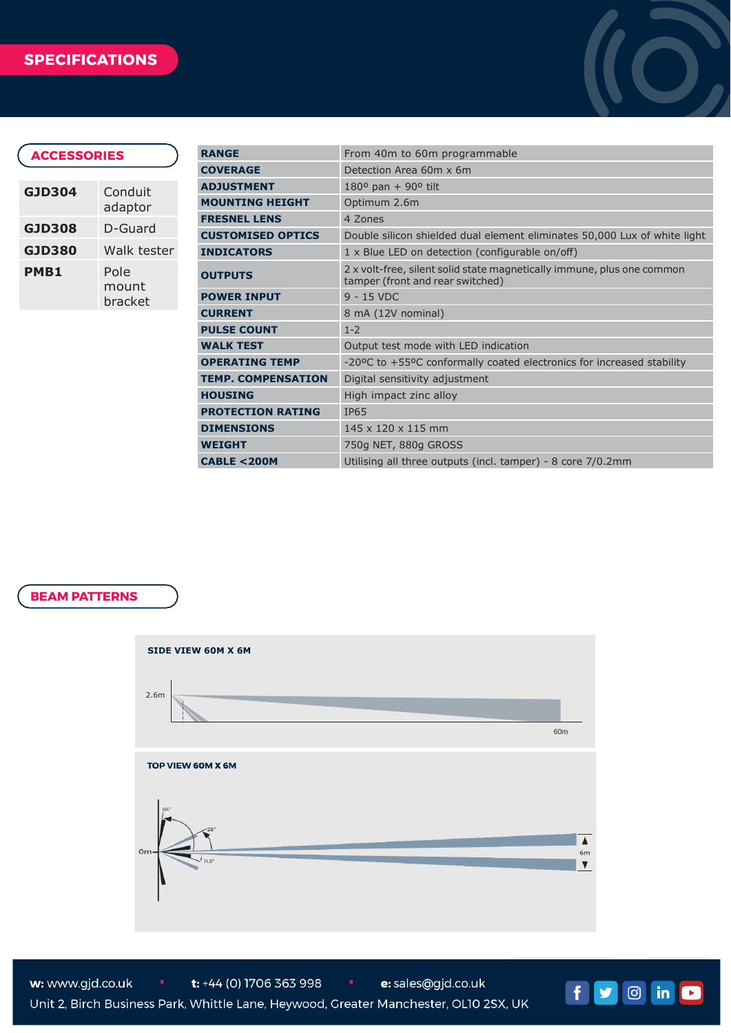# SPECIFICATIONS

## ACCESSORIES

| | |
|---|---|
| **GJD304** | Conduit adaptor |
| **GJD308** | D-Guard |
| **GJD380** | Walk tester |
| **PMB1** | Pole mount bracket |

| | |
|---|---|
| **RANGE** | From 40m to 60m programmable |
| **COVERAGE** | Detection Area 60m x 6m |
| **ADJUSTMENT** | 180º pan + 90º tilt |
| **MOUNTING HEIGHT** | Optimum 2.6m |
| **FRESNEL LENS** | 4 Zones |
| **CUSTOMISED OPTICS** | Double silicon shielded dual element eliminates 50,000 Lux of white light |
| **INDICATORS** | 1 x Blue LED on detection (configurable on/off) |
| **OUTPUTS** | 2 x volt-free, silent solid state magnetically immune, plus one common tamper (front and rear switched) |
| **POWER INPUT** | 9 - 15 VDC |
| **CURRENT** | 8 mA (12V nominal) |
| **PULSE COUNT** | 1-2 |
| **WALK TEST** | Output test mode with LED indication |
| **OPERATING TEMP** | -20ºC to +55ºC conformally coated electronics for increased stability |
| **TEMP. COMPENSATION** | Digital sensitivity adjustment |
| **HOUSING** | High impact zinc alloy |
| **PROTECTION RATING** | IP65 |
| **DIMENSIONS** | 145 x 120 x 115 mm |
| **WEIGHT** | 750g NET, 880g GROSS |
| **CABLE <200M** | Utilising all three outputs (incl. tamper) - 8 core 7/0.2mm |

## BEAM PATTERNS

**SIDE VIEW 60M X 6M**

2.6m

60m

**TOP VIEW 60M X 6M**

84°

28°

11.3°

0m

6m

**w:** www.gjd.co.uk • **t:** +44 (0) 1706 363 998 • **e:** sales@gjd.co.uk

Unit 2, Birch Business Park, Whittle Lane, Heywood, Greater Manchester, OL10 2SX, UK